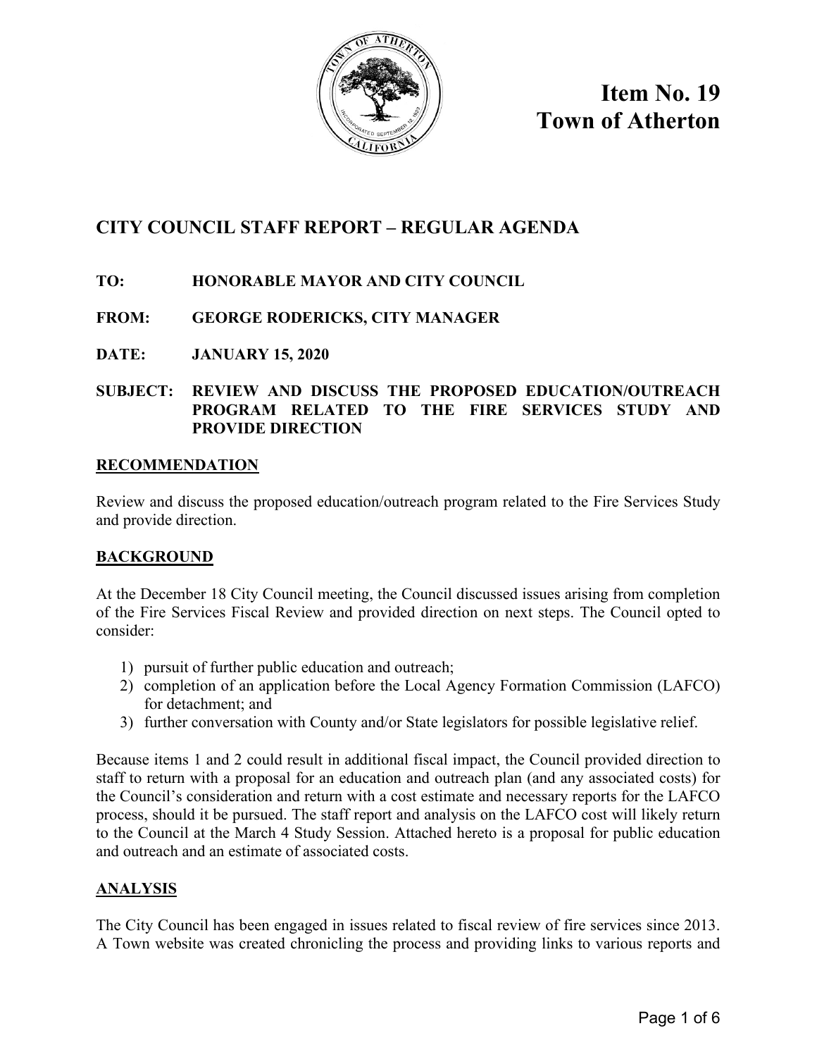# Item No. 19
# Town of Atherton

## CITY COUNCIL STAFF REPORT – REGULAR AGENDA

**TO:** HONORABLE MAYOR AND CITY COUNCIL

**FROM:** GEORGE RODERICKS, CITY MANAGER

**DATE:** JANUARY 15, 2020

**SUBJECT:** REVIEW AND DISCUSS THE PROPOSED EDUCATION/OUTREACH PROGRAM RELATED TO THE FIRE SERVICES STUDY AND PROVIDE DIRECTION

### RECOMMENDATION

Review and discuss the proposed education/outreach program related to the Fire Services Study and provide direction.

### BACKGROUND

At the December 18 City Council meeting, the Council discussed issues arising from completion of the Fire Services Fiscal Review and provided direction on next steps. The Council opted to consider:

1) pursuit of further public education and outreach;
2) completion of an application before the Local Agency Formation Commission (LAFCO) for detachment; and
3) further conversation with County and/or State legislators for possible legislative relief.

Because items 1 and 2 could result in additional fiscal impact, the Council provided direction to staff to return with a proposal for an education and outreach plan (and any associated costs) for the Council's consideration and return with a cost estimate and necessary reports for the LAFCO process, should it be pursued. The staff report and analysis on the LAFCO cost will likely return to the Council at the March 4 Study Session. Attached hereto is a proposal for public education and outreach and an estimate of associated costs.

### ANALYSIS

The City Council has been engaged in issues related to fiscal review of fire services since 2013. A Town website was created chronicling the process and providing links to various reports and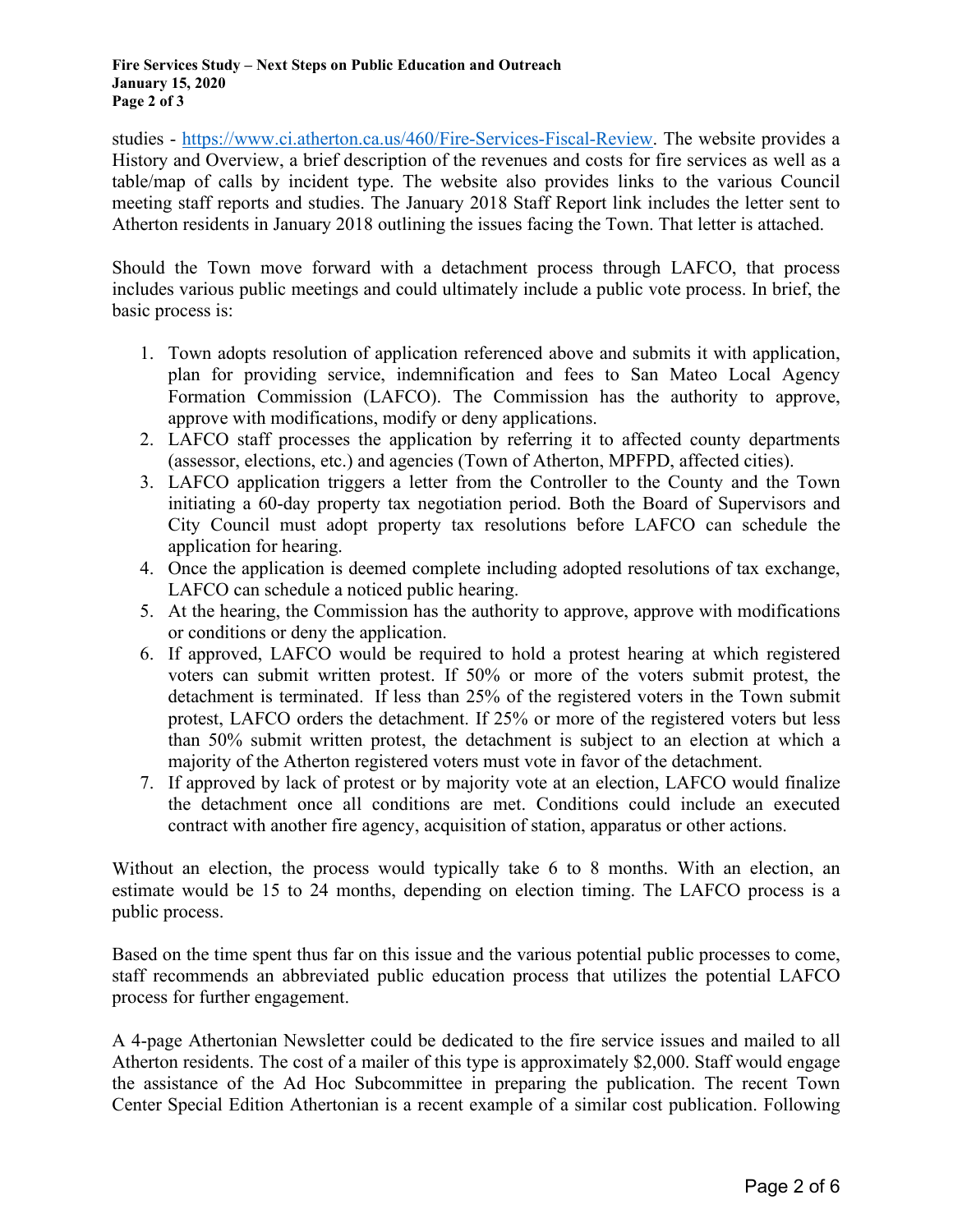studies - https://www.ci.atherton.ca.us/460/Fire-Services-Fiscal-Review. The website provides a History and Overview, a brief description of the revenues and costs for fire services as well as a table/map of calls by incident type. The website also provides links to the various Council meeting staff reports and studies. The January 2018 Staff Report link includes the letter sent to Atherton residents in January 2018 outlining the issues facing the Town. That letter is attached.

Should the Town move forward with a detachment process through LAFCO, that process includes various public meetings and could ultimately include a public vote process. In brief, the basic process is:

1. Town adopts resolution of application referenced above and submits it with application, plan for providing service, indemnification and fees to San Mateo Local Agency Formation Commission (LAFCO). The Commission has the authority to approve, approve with modifications, modify or deny applications.
2. LAFCO staff processes the application by referring it to affected county departments (assessor, elections, etc.) and agencies (Town of Atherton, MPFPD, affected cities).
3. LAFCO application triggers a letter from the Controller to the County and the Town initiating a 60-day property tax negotiation period. Both the Board of Supervisors and City Council must adopt property tax resolutions before LAFCO can schedule the application for hearing.
4. Once the application is deemed complete including adopted resolutions of tax exchange, LAFCO can schedule a noticed public hearing.
5. At the hearing, the Commission has the authority to approve, approve with modifications or conditions or deny the application.
6. If approved, LAFCO would be required to hold a protest hearing at which registered voters can submit written protest. If 50% or more of the voters submit protest, the detachment is terminated. If less than 25% of the registered voters in the Town submit protest, LAFCO orders the detachment. If 25% or more of the registered voters but less than 50% submit written protest, the detachment is subject to an election at which a majority of the Atherton registered voters must vote in favor of the detachment.
7. If approved by lack of protest or by majority vote at an election, LAFCO would finalize the detachment once all conditions are met. Conditions could include an executed contract with another fire agency, acquisition of station, apparatus or other actions.

Without an election, the process would typically take 6 to 8 months. With an election, an estimate would be 15 to 24 months, depending on election timing. The LAFCO process is a public process.

Based on the time spent thus far on this issue and the various potential public processes to come, staff recommends an abbreviated public education process that utilizes the potential LAFCO process for further engagement.

A 4-page Athertonian Newsletter could be dedicated to the fire service issues and mailed to all Atherton residents. The cost of a mailer of this type is approximately $2,000. Staff would engage the assistance of the Ad Hoc Subcommittee in preparing the publication. The recent Town Center Special Edition Athertonian is a recent example of a similar cost publication. Following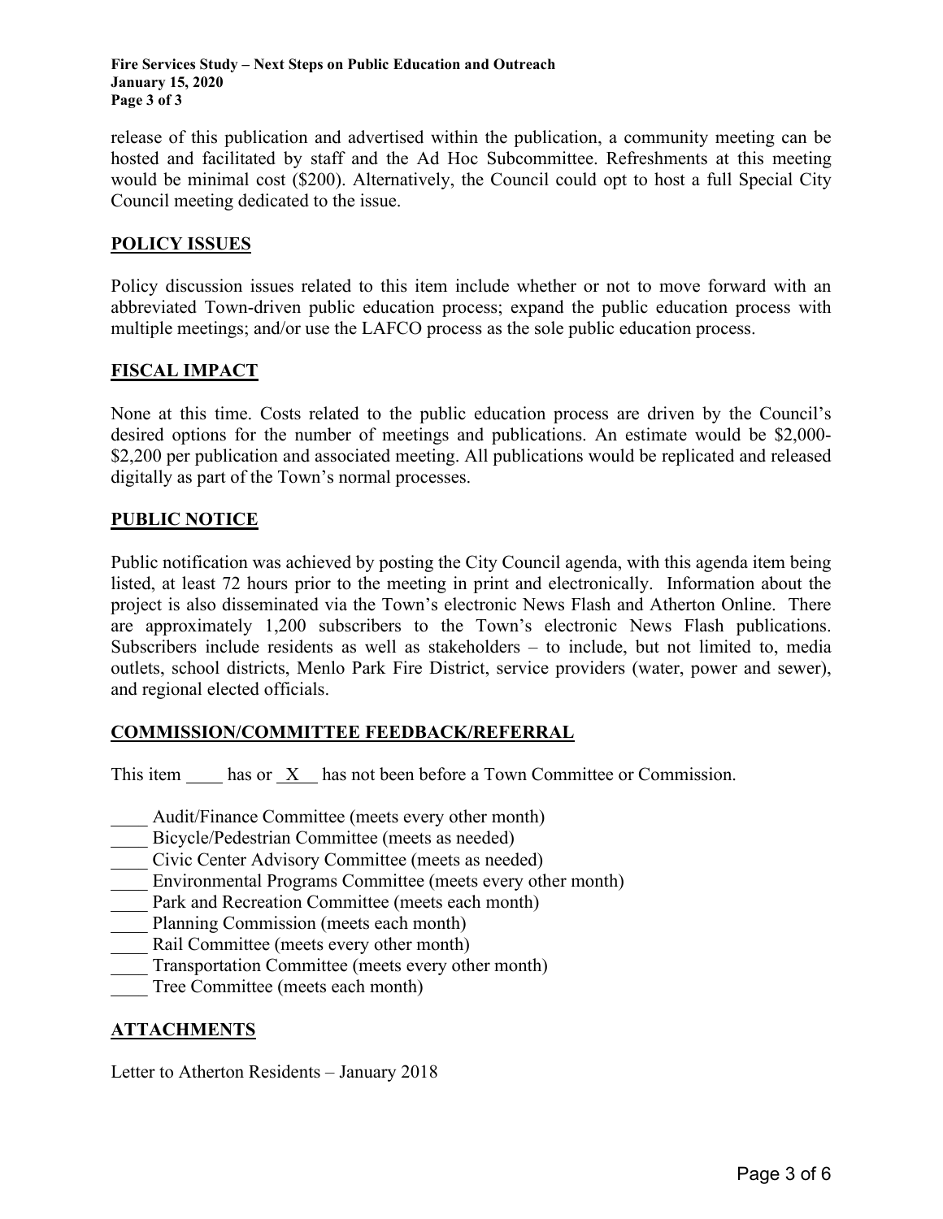release of this publication and advertised within the publication, a community meeting can be hosted and facilitated by staff and the Ad Hoc Subcommittee. Refreshments at this meeting would be minimal cost ($200). Alternatively, the Council could opt to host a full Special City Council meeting dedicated to the issue.

## POLICY ISSUES

Policy discussion issues related to this item include whether or not to move forward with an abbreviated Town-driven public education process; expand the public education process with multiple meetings; and/or use the LAFCO process as the sole public education process.

## FISCAL IMPACT

None at this time. Costs related to the public education process are driven by the Council's desired options for the number of meetings and publications. An estimate would be $2,000-$2,200 per publication and associated meeting. All publications would be replicated and released digitally as part of the Town's normal processes.

## PUBLIC NOTICE

Public notification was achieved by posting the City Council agenda, with this agenda item being listed, at least 72 hours prior to the meeting in print and electronically. Information about the project is also disseminated via the Town's electronic News Flash and Atherton Online. There are approximately 1,200 subscribers to the Town's electronic News Flash publications. Subscribers include residents as well as stakeholders – to include, but not limited to, media outlets, school districts, Menlo Park Fire District, service providers (water, power and sewer), and regional elected officials.

## COMMISSION/COMMITTEE FEEDBACK/REFERRAL

This item ____ has or __X__ has not been before a Town Committee or Commission.

____ Audit/Finance Committee (meets every other month)
____ Bicycle/Pedestrian Committee (meets as needed)
____ Civic Center Advisory Committee (meets as needed)
____ Environmental Programs Committee (meets every other month)
____ Park and Recreation Committee (meets each month)
____ Planning Commission (meets each month)
____ Rail Committee (meets every other month)
____ Transportation Committee (meets every other month)
____ Tree Committee (meets each month)

## ATTACHMENTS

Letter to Atherton Residents – January 2018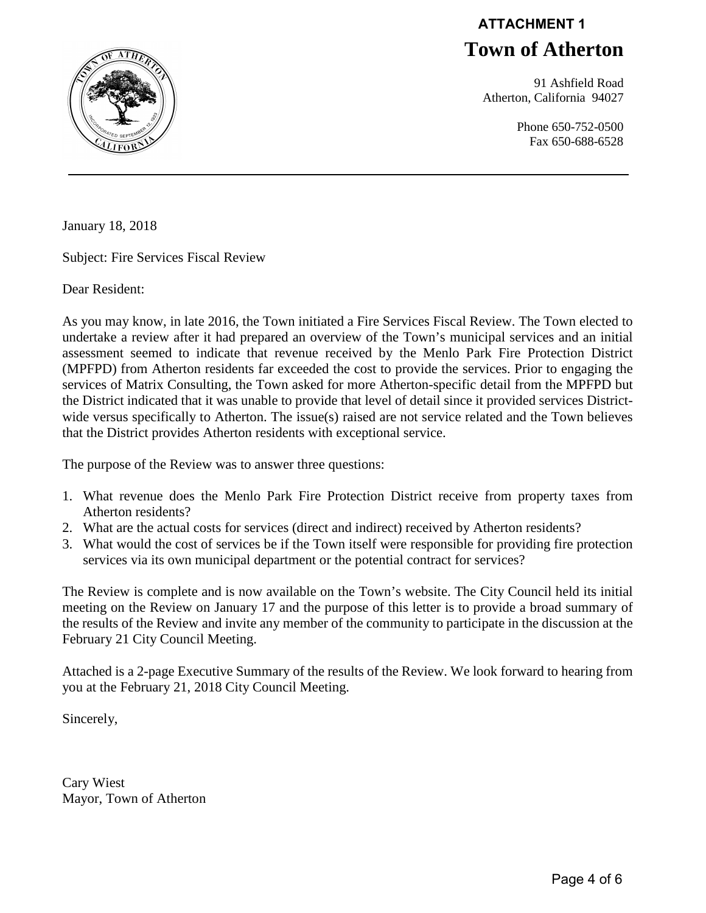**ATTACHMENT 1**

# Town of Atherton

91 Ashfield Road
Atherton, California 94027

Phone 650-752-0500
Fax 650-688-6528

---

January 18, 2018

Subject: Fire Services Fiscal Review

Dear Resident:

As you may know, in late 2016, the Town initiated a Fire Services Fiscal Review. The Town elected to undertake a review after it had prepared an overview of the Town's municipal services and an initial assessment seemed to indicate that revenue received by the Menlo Park Fire Protection District (MPFPD) from Atherton residents far exceeded the cost to provide the services. Prior to engaging the services of Matrix Consulting, the Town asked for more Atherton-specific detail from the MPFPD but the District indicated that it was unable to provide that level of detail since it provided services District-wide versus specifically to Atherton. The issue(s) raised are not service related and the Town believes that the District provides Atherton residents with exceptional service.

The purpose of the Review was to answer three questions:

1. What revenue does the Menlo Park Fire Protection District receive from property taxes from Atherton residents?
2. What are the actual costs for services (direct and indirect) received by Atherton residents?
3. What would the cost of services be if the Town itself were responsible for providing fire protection services via its own municipal department or the potential contract for services?

The Review is complete and is now available on the Town's website. The City Council held its initial meeting on the Review on January 17 and the purpose of this letter is to provide a broad summary of the results of the Review and invite any member of the community to participate in the discussion at the February 21 City Council Meeting.

Attached is a 2-page Executive Summary of the results of the Review. We look forward to hearing from you at the February 21, 2018 City Council Meeting.

Sincerely,

Cary Wiest
Mayor, Town of Atherton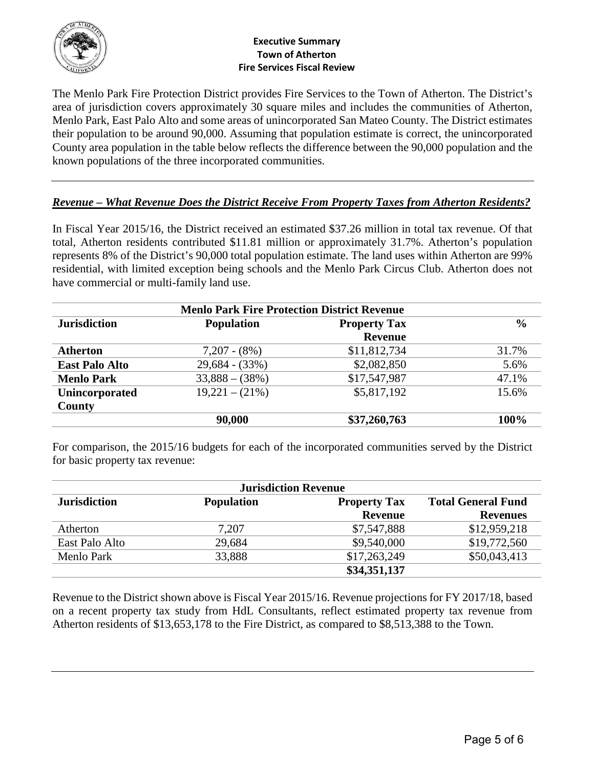The Menlo Park Fire Protection District provides Fire Services to the Town of Atherton. The District's area of jurisdiction covers approximately 30 square miles and includes the communities of Atherton, Menlo Park, East Palo Alto and some areas of unincorporated San Mateo County. The District estimates their population to be around 90,000. Assuming that population estimate is correct, the unincorporated County area population in the table below reflects the difference between the 90,000 population and the known populations of the three incorporated communities.

---

***Revenue – What Revenue Does the District Receive From Property Taxes from Atherton Residents?***

In Fiscal Year 2015/16, the District received an estimated $37.26 million in total tax revenue. Of that total, Atherton residents contributed $11.81 million or approximately 31.7%. Atherton's population represents 8% of the District's 90,000 total population estimate. The land uses within Atherton are 99% residential, with limited exception being schools and the Menlo Park Circus Club. Atherton does not have commercial or multi-family land use.

| Menlo Park Fire Protection District Revenue | | | |
|---|---|---|---|
| **Jurisdiction** | **Population** | **Property Tax Revenue** | **%** |
| **Atherton** | 7,207 - (8%) | $11,812,734 | 31.7% |
| **East Palo Alto** | 29,684 - (33%) | $2,082,850 | 5.6% |
| **Menlo Park** | 33,888 – (38%) | $17,547,987 | 47.1% |
| **Unincorporated County** | 19,221 – (21%) | $5,817,192 | 15.6% |
| | **90,000** | **$37,260,763** | **100%** |

For comparison, the 2015/16 budgets for each of the incorporated communities served by the District for basic property tax revenue:

| Jurisdiction Revenue | | | |
|---|---|---|---|
| **Jurisdiction** | **Population** | **Property Tax Revenue** | **Total General Fund Revenues** |
| Atherton | 7,207 | $7,547,888 | $12,959,218 |
| East Palo Alto | 29,684 | $9,540,000 | $19,772,560 |
| Menlo Park | 33,888 | $17,263,249 | $50,043,413 |
| | | **$34,351,137** | |

Revenue to the District shown above is Fiscal Year 2015/16. Revenue projections for FY 2017/18, based on a recent property tax study from HdL Consultants, reflect estimated property tax revenue from Atherton residents of $13,653,178 to the Fire District, as compared to $8,513,388 to the Town.

---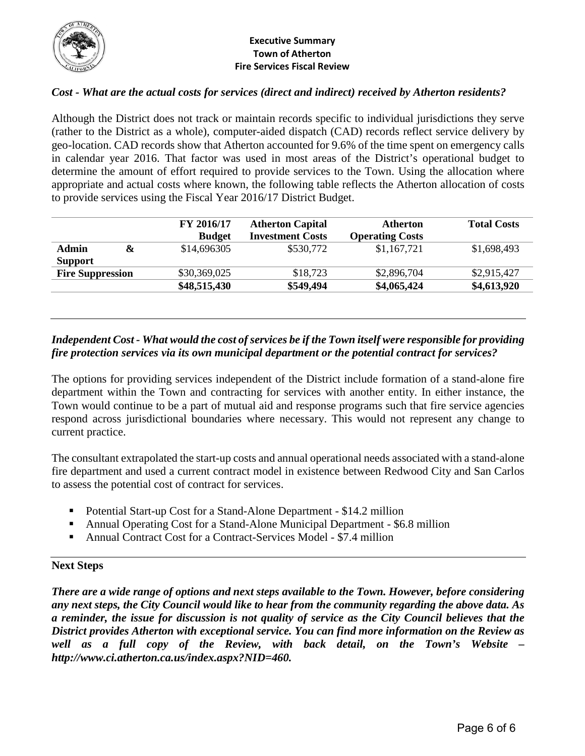*Cost - What are the actual costs for services (direct and indirect) received by Atherton residents?*

Although the District does not track or maintain records specific to individual jurisdictions they serve (rather to the District as a whole), computer-aided dispatch (CAD) records reflect service delivery by geo-location. CAD records show that Atherton accounted for 9.6% of the time spent on emergency calls in calendar year 2016. That factor was used in most areas of the District's operational budget to determine the amount of effort required to provide services to the Town. Using the allocation where appropriate and actual costs where known, the following table reflects the Atherton allocation of costs to provide services using the Fiscal Year 2016/17 District Budget.

| | FY 2016/17 Budget | Atherton Capital Investment Costs | Atherton Operating Costs | Total Costs |
|---|---|---|---|---|
| **Admin & Support** | $14,696305 | $530,772 | $1,167,721 | $1,698,493 |
| **Fire Suppression** | $30,369,025 | $18,723 | $2,896,704 | $2,915,427 |
| | **$48,515,430** | **$549,494** | **$4,065,424** | **$4,613,920** |

---

***Independent Cost - What would the cost of services be if the Town itself were responsible for providing fire protection services via its own municipal department or the potential contract for services?***

The options for providing services independent of the District include formation of a stand-alone fire department within the Town and contracting for services with another entity. In either instance, the Town would continue to be a part of mutual aid and response programs such that fire service agencies respond across jurisdictional boundaries where necessary. This would not represent any change to current practice.

The consultant extrapolated the start-up costs and annual operational needs associated with a stand-alone fire department and used a current contract model in existence between Redwood City and San Carlos to assess the potential cost of contract for services.

- Potential Start-up Cost for a Stand-Alone Department - $14.2 million
- Annual Operating Cost for a Stand-Alone Municipal Department - $6.8 million
- Annual Contract Cost for a Contract-Services Model - $7.4 million

---

**Next Steps**

***There are a wide range of options and next steps available to the Town. However, before considering any next steps, the City Council would like to hear from the community regarding the above data. As a reminder, the issue for discussion is not quality of service as the City Council believes that the District provides Atherton with exceptional service. You can find more information on the Review as well as a full copy of the Review, with back detail, on the Town's Website – http://www.ci.atherton.ca.us/index.aspx?NID=460.***